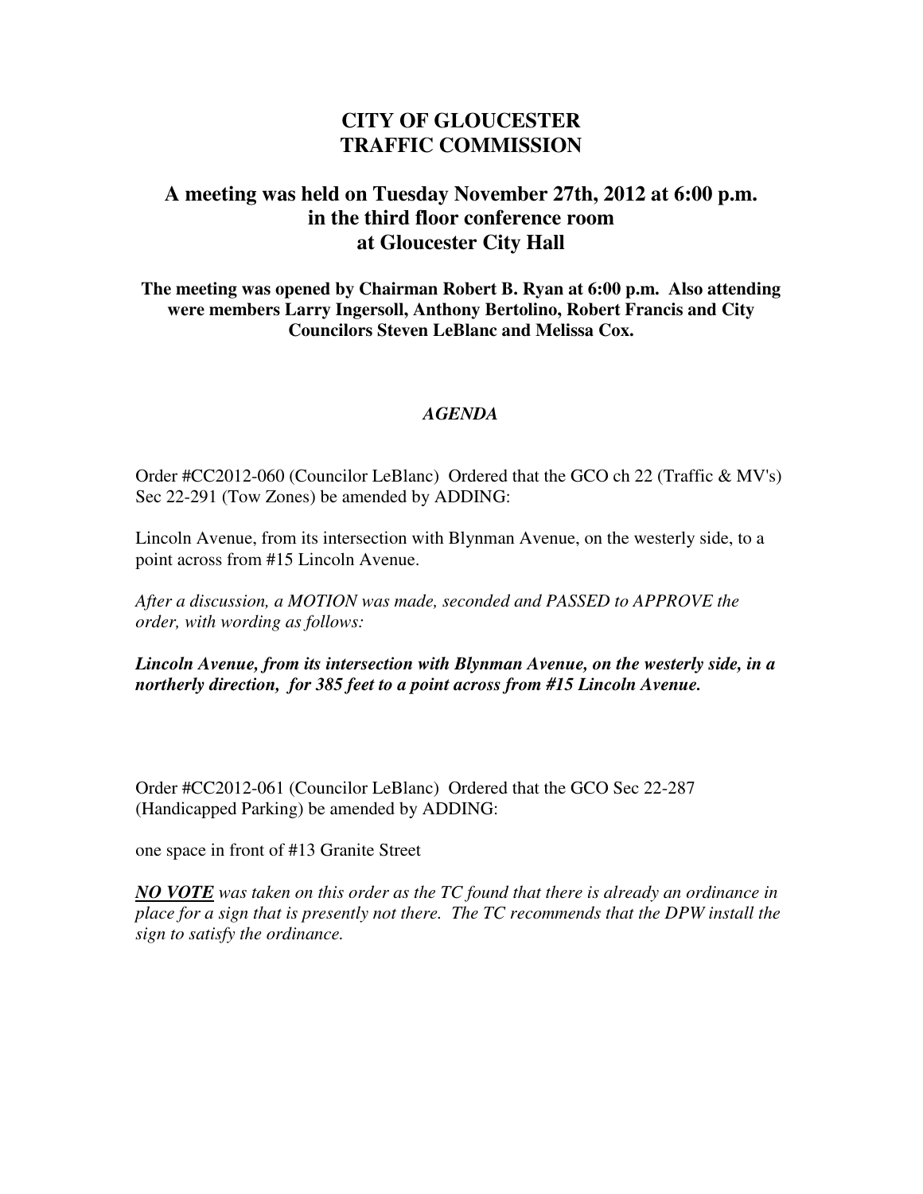# CITY OF GLOUCESTER
# TRAFFIC COMMISSION

## A meeting was held on Tuesday November 27th, 2012 at 6:00 p.m. in the third floor conference room at Gloucester City Hall

**The meeting was opened by Chairman Robert B. Ryan at 6:00 p.m. Also attending were members Larry Ingersoll, Anthony Bertolino, Robert Francis and City Councilors Steven LeBlanc and Melissa Cox.**

***AGENDA***

Order #CC2012-060 (Councilor LeBlanc) Ordered that the GCO ch 22 (Traffic & MV's) Sec 22-291 (Tow Zones) be amended by ADDING:

Lincoln Avenue, from its intersection with Blynman Avenue, on the westerly side, to a point across from #15 Lincoln Avenue.

*After a discussion, a MOTION was made, seconded and PASSED to APPROVE the order, with wording as follows:*

***Lincoln Avenue, from its intersection with Blynman Avenue, on the westerly side, in a northerly direction, for 385 feet to a point across from #15 Lincoln Avenue.***

Order #CC2012-061 (Councilor LeBlanc) Ordered that the GCO Sec 22-287 (Handicapped Parking) be amended by ADDING:

one space in front of #13 Granite Street

***<u>NO VOTE</u>*** *was taken on this order as the TC found that there is already an ordinance in place for a sign that is presently not there. The TC recommends that the DPW install the sign to satisfy the ordinance.*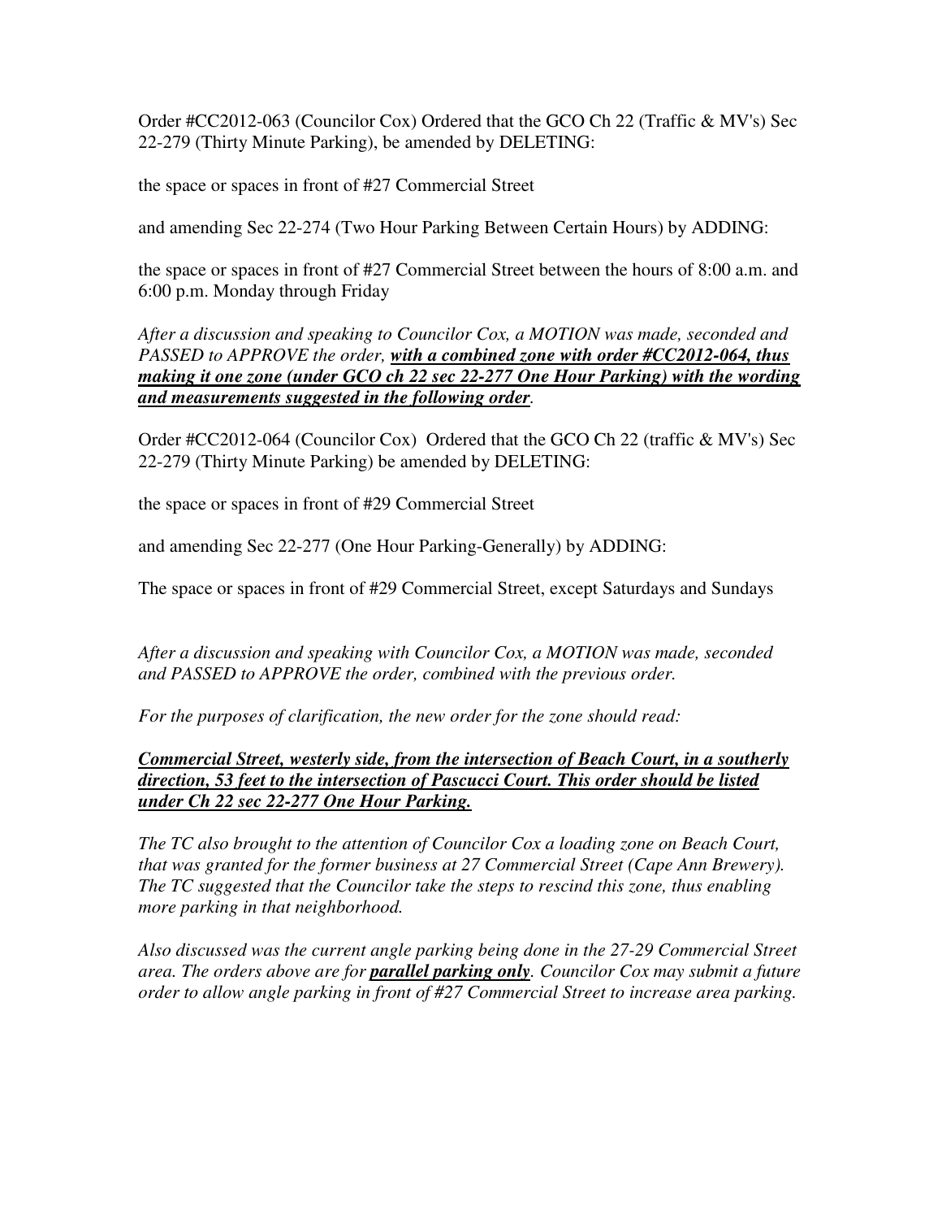Order #CC2012-063 (Councilor Cox) Ordered that the GCO Ch 22 (Traffic & MV's) Sec 22-279 (Thirty Minute Parking), be amended by DELETING:

the space or spaces in front of #27 Commercial Street

and amending Sec 22-274 (Two Hour Parking Between Certain Hours) by ADDING:

the space or spaces in front of #27 Commercial Street between the hours of 8:00 a.m. and 6:00 p.m. Monday through Friday

*After a discussion and speaking to Councilor Cox, a MOTION was made, seconded and PASSED to APPROVE the order, **with a combined zone with order #CC2012-064, thus making it one zone (under GCO ch 22 sec 22-277 One Hour Parking) with the wording and measurements suggested in the following order**.*

Order #CC2012-064 (Councilor Cox) Ordered that the GCO Ch 22 (traffic & MV's) Sec 22-279 (Thirty Minute Parking) be amended by DELETING:

the space or spaces in front of #29 Commercial Street

and amending Sec 22-277 (One Hour Parking-Generally) by ADDING:

The space or spaces in front of #29 Commercial Street, except Saturdays and Sundays

*After a discussion and speaking with Councilor Cox, a MOTION was made, seconded and PASSED to APPROVE the order, combined with the previous order.*

*For the purposes of clarification, the new order for the zone should read:*

***Commercial Street, westerly side, from the intersection of Beach Court, in a southerly direction, 53 feet to the intersection of Pascucci Court. This order should be listed under Ch 22 sec 22-277 One Hour Parking.***

*The TC also brought to the attention of Councilor Cox a loading zone on Beach Court, that was granted for the former business at 27 Commercial Street (Cape Ann Brewery). The TC suggested that the Councilor take the steps to rescind this zone, thus enabling more parking in that neighborhood.*

*Also discussed was the current angle parking being done in the 27-29 Commercial Street area. The orders above are for **parallel parking only**. Councilor Cox may submit a future order to allow angle parking in front of #27 Commercial Street to increase area parking.*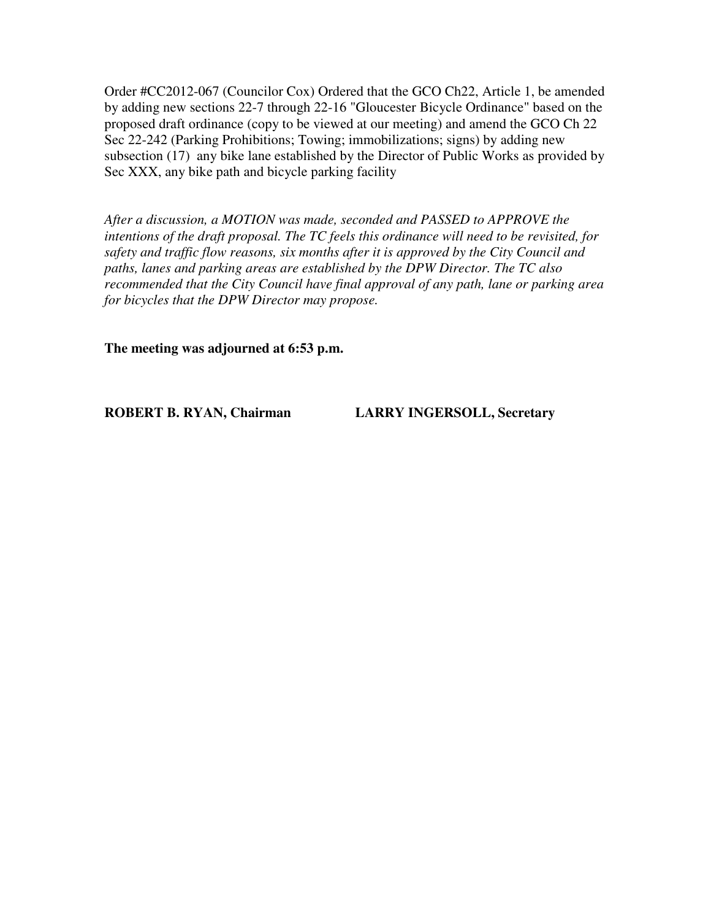Order #CC2012-067 (Councilor Cox) Ordered that the GCO Ch22, Article 1, be amended by adding new sections 22-7 through 22-16 "Gloucester Bicycle Ordinance" based on the proposed draft ordinance (copy to be viewed at our meeting) and amend the GCO Ch 22 Sec 22-242 (Parking Prohibitions; Towing; immobilizations; signs) by adding new subsection (17) any bike lane established by the Director of Public Works as provided by Sec XXX, any bike path and bicycle parking facility

*After a discussion, a MOTION was made, seconded and PASSED to APPROVE the intentions of the draft proposal. The TC feels this ordinance will need to be revisited, for safety and traffic flow reasons, six months after it is approved by the City Council and paths, lanes and parking areas are established by the DPW Director. The TC also recommended that the City Council have final approval of any path, lane or parking area for bicycles that the DPW Director may propose.*

**The meeting was adjourned at 6:53 p.m.**

**ROBERT B. RYAN, Chairman** **LARRY INGERSOLL, Secretary**